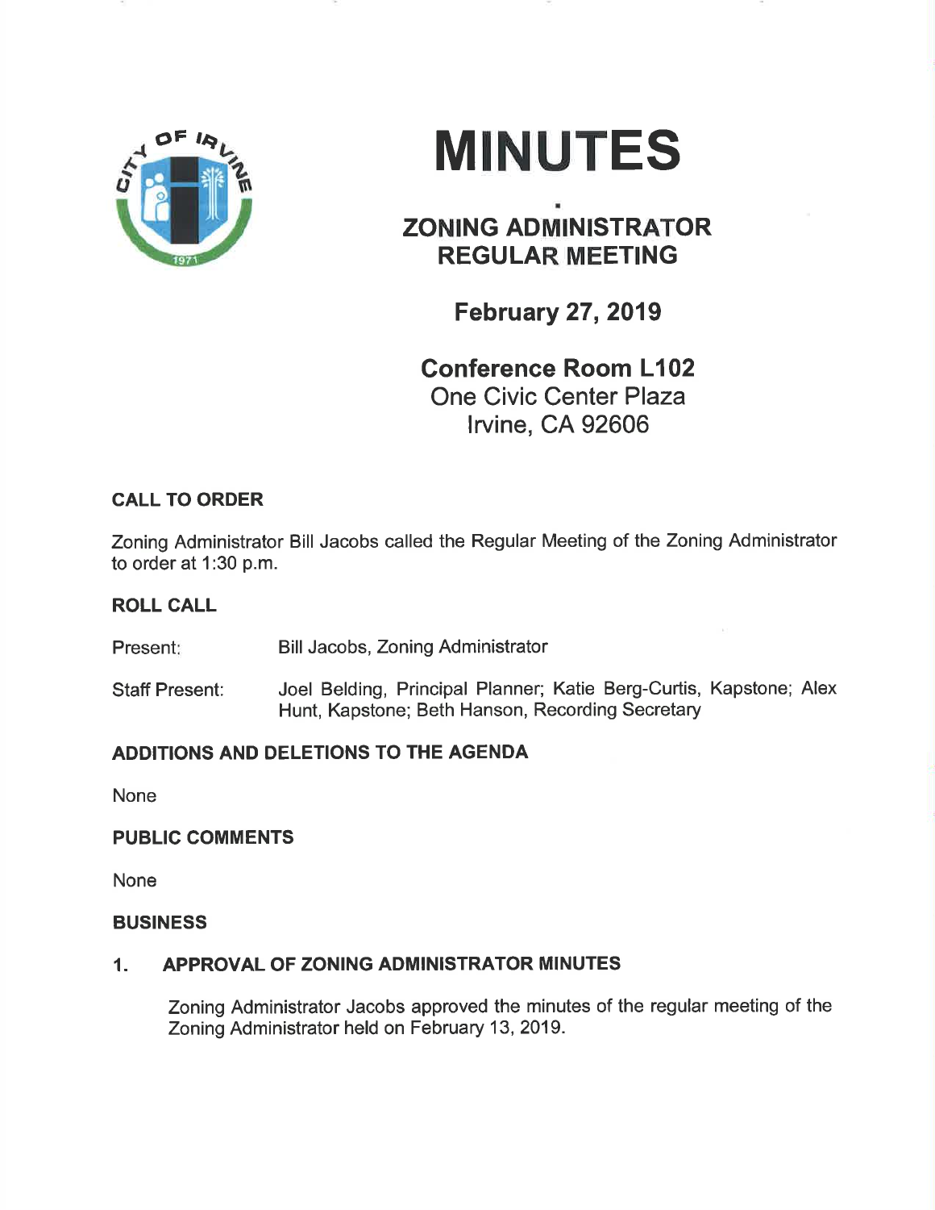# MINUTES

## ZONING ADMINISTRATOR REGULAR MEETING

### February 27, 2019

### Conference Room L102
One Civic Center Plaza
Irvine, CA 92606

**CALL TO ORDER**

Zoning Administrator Bill Jacobs called the Regular Meeting of the Zoning Administrator to order at 1:30 p.m.

**ROLL CALL**

Present: Bill Jacobs, Zoning Administrator

Staff Present: Joel Belding, Principal Planner; Katie Berg-Curtis, Kapstone; Alex Hunt, Kapstone; Beth Hanson, Recording Secretary

**ADDITIONS AND DELETIONS TO THE AGENDA**

None

**PUBLIC COMMENTS**

None

**BUSINESS**

**1. APPROVAL OF ZONING ADMINISTRATOR MINUTES**

Zoning Administrator Jacobs approved the minutes of the regular meeting of the Zoning Administrator held on February 13, 2019.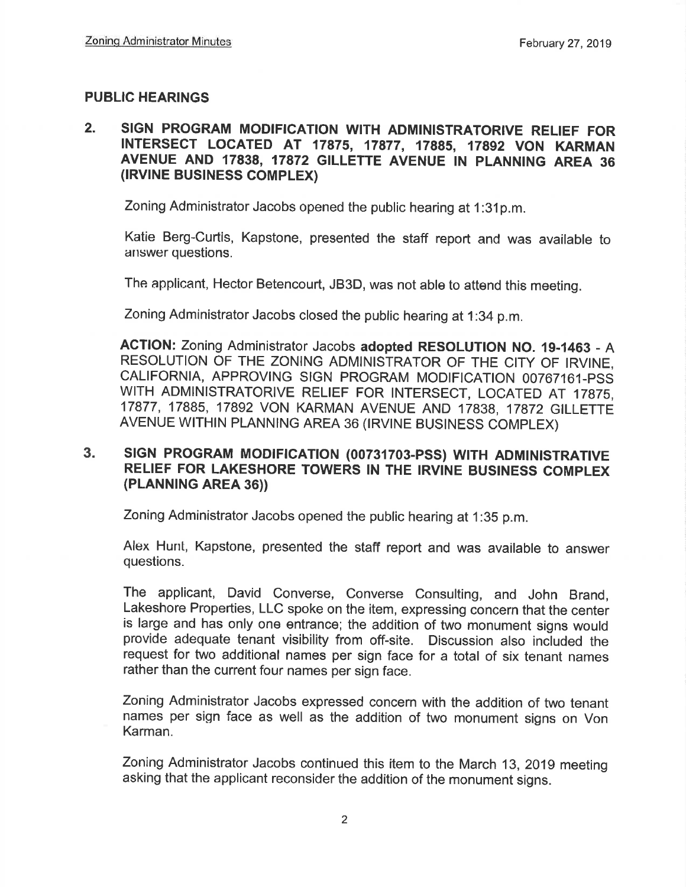## PUBLIC HEARINGS

### 2. SIGN PROGRAM MODIFICATION WITH ADMINISTRATORIVE RELIEF FOR INTERSECT LOCATED AT 17875, 17877, 17885, 17892 VON KARMAN AVENUE AND 17838, 17872 GILLETTE AVENUE IN PLANNING AREA 36 (IRVINE BUSINESS COMPLEX)

Zoning Administrator Jacobs opened the public hearing at 1:31p.m.

Katie Berg-Curtis, Kapstone, presented the staff report and was available to answer questions.

The applicant, Hector Betencourt, JB3D, was not able to attend this meeting.

Zoning Administrator Jacobs closed the public hearing at 1:34 p.m.

**ACTION:** Zoning Administrator Jacobs **adopted RESOLUTION NO. 19-1463** - A RESOLUTION OF THE ZONING ADMINISTRATOR OF THE CITY OF IRVINE, CALIFORNIA, APPROVING SIGN PROGRAM MODIFICATION 00767161-PSS WITH ADMINISTRATORIVE RELIEF FOR INTERSECT, LOCATED AT 17875, 17877, 17885, 17892 VON KARMAN AVENUE AND 17838, 17872 GILLETTE AVENUE WITHIN PLANNING AREA 36 (IRVINE BUSINESS COMPLEX)

### 3. SIGN PROGRAM MODIFICATION (00731703-PSS) WITH ADMINISTRATIVE RELIEF FOR LAKESHORE TOWERS IN THE IRVINE BUSINESS COMPLEX (PLANNING AREA 36))

Zoning Administrator Jacobs opened the public hearing at 1:35 p.m.

Alex Hunt, Kapstone, presented the staff report and was available to answer questions.

The applicant, David Converse, Converse Consulting, and John Brand, Lakeshore Properties, LLC spoke on the item, expressing concern that the center is large and has only one entrance; the addition of two monument signs would provide adequate tenant visibility from off-site. Discussion also included the request for two additional names per sign face for a total of six tenant names rather than the current four names per sign face.

Zoning Administrator Jacobs expressed concern with the addition of two tenant names per sign face as well as the addition of two monument signs on Von Karman.

Zoning Administrator Jacobs continued this item to the March 13, 2019 meeting asking that the applicant reconsider the addition of the monument signs.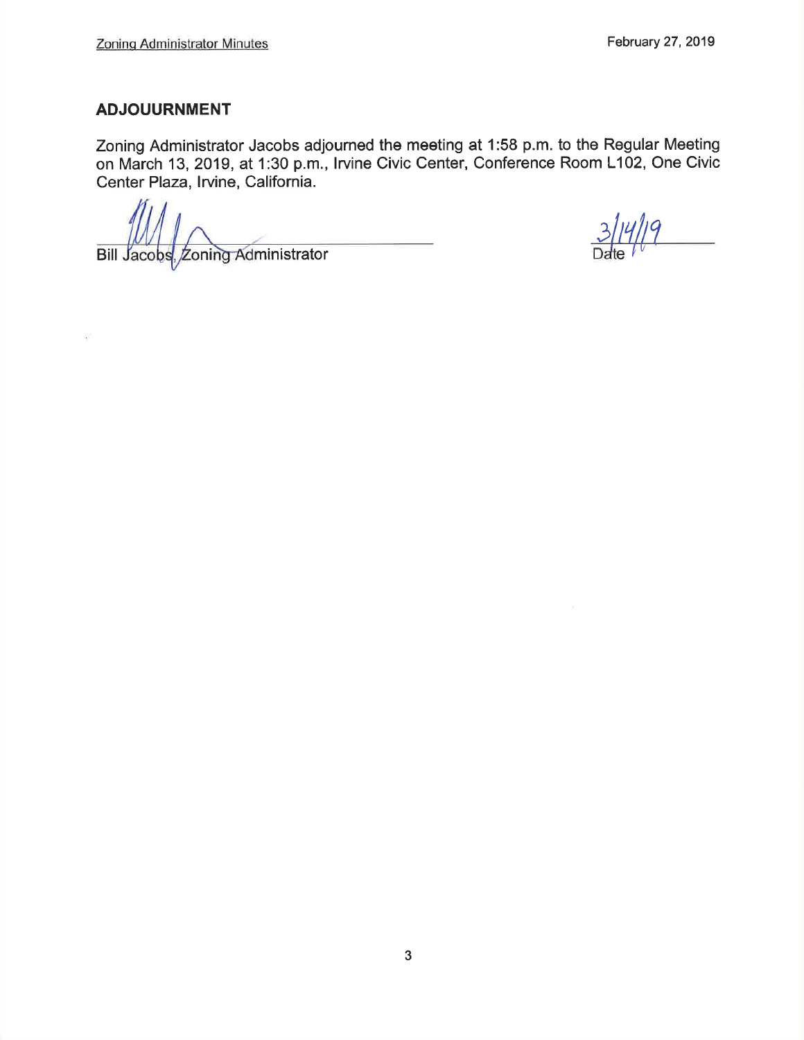## ADJOUURNMENT

Zoning Administrator Jacobs adjourned the meeting at 1:58 p.m. to the Regular Meeting on March 13, 2019, at 1:30 p.m., Irvine Civic Center, Conference Room L102, One Civic Center Plaza, Irvine, California.

Bill Jacobs, Zoning Administrator

3/14/19
Date